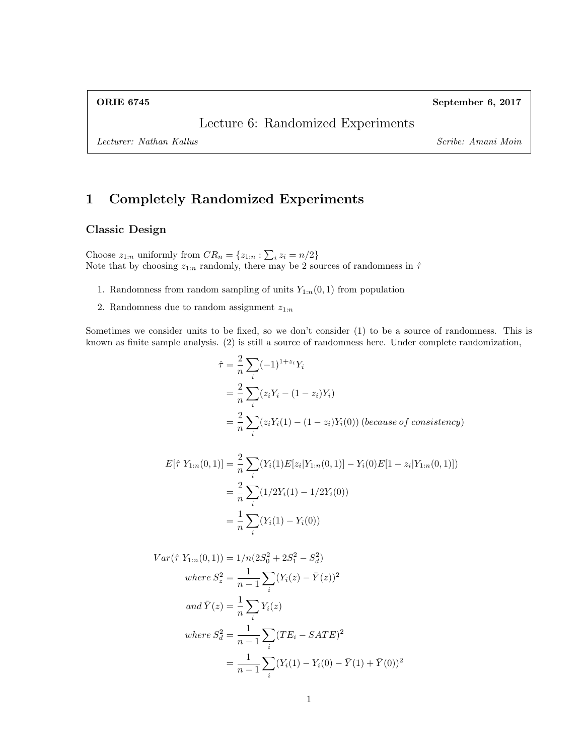**ORIE 6745** **September 6, 2017**

# Lecture 6: Randomized Experiments

*Lecturer: Nathan Kallus* *Scribe: Amani Moin*

## 1 Completely Randomized Experiments

### Classic Design

Choose $z_{1:n}$ uniformly from $CR_n = \{z_{1:n} : \sum_i z_i = n/2\}$
Note that by choosing $z_{1:n}$ randomly, there may be 2 sources of randomness in $\hat{\tau}$

1. Randomness from random sampling of units $Y_{1:n}(0,1)$ from population
2. Randomness due to random assignment $z_{1:n}$

Sometimes we consider units to be fixed, so we don't consider (1) to be a source of randomness. This is known as finite sample analysis. (2) is still a source of randomness here. Under complete randomization,

$$
\begin{aligned}
\hat{\tau} &= \frac{2}{n}\sum_i (-1)^{1+z_i} Y_i \\
&= \frac{2}{n}\sum_i (z_i Y_i - (1-z_i)Y_i) \\
&= \frac{2}{n}\sum_i (z_i Y_i(1) - (1-z_i)Y_i(0)) \ (\textit{because of consistency})
\end{aligned}
$$

$$
\begin{aligned}
E[\hat{\tau}|Y_{1:n}(0,1)] &= \frac{2}{n}\sum_i (Y_i(1)E[z_i|Y_{1:n}(0,1)] - Y_i(0)E[1-z_i|Y_{1:n}(0,1)]) \\
&= \frac{2}{n}\sum_i (1/2 Y_i(1) - 1/2 Y_i(0)) \\
&= \frac{1}{n}\sum_i (Y_i(1) - Y_i(0))
\end{aligned}
$$

$$
\begin{aligned}
Var(\hat{\tau}|Y_{1:n}(0,1)) &= 1/n(2S_0^2 + 2S_1^2 - S_d^2) \\
\textit{where } S_z^2 &= \frac{1}{n-1}\sum_i (Y_i(z) - \bar{Y}(z))^2 \\
\textit{and } \bar{Y}(z) &= \frac{1}{n}\sum_i Y_i(z) \\
\textit{where } S_d^2 &= \frac{1}{n-1}\sum_i (TE_i - SATE)^2 \\
&= \frac{1}{n-1}\sum_i (Y_i(1) - Y_i(0) - \bar{Y}(1) + \bar{Y}(0))^2
\end{aligned}
$$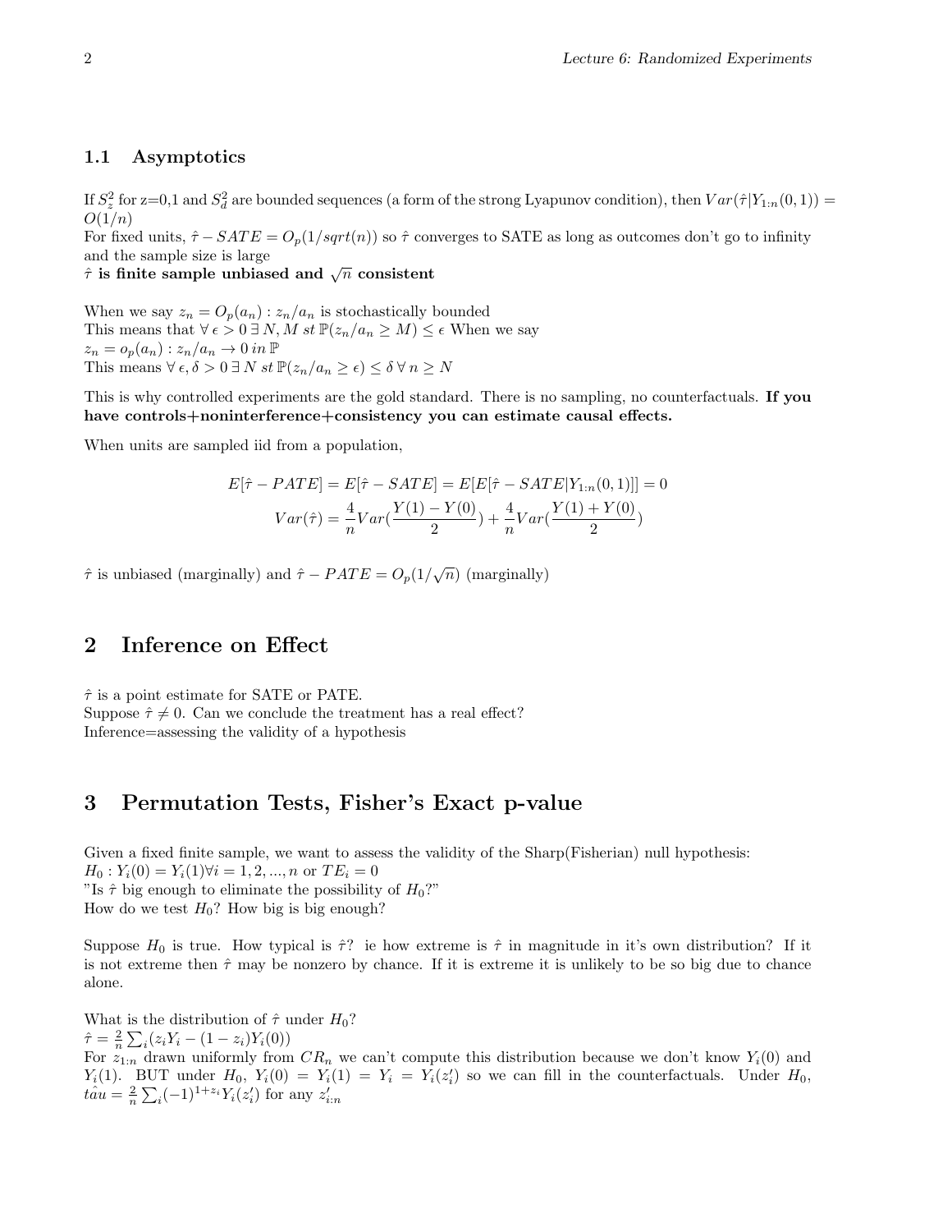### 1.1 Asymptotics

If $S_z^2$ for z=0,1 and $S_d^2$ are bounded sequences (a form of the strong Lyapunov condition), then $Var(\hat{\tau}|Y_{1:n}(0,1)) = O(1/n)$
For fixed units, $\hat{\tau} - SATE = O_p(1/sqrt(n))$ so $\hat{\tau}$ converges to SATE as long as outcomes don't go to infinity and the sample size is large
**$\hat{\tau}$ is finite sample unbiased and $\sqrt{n}$ consistent**

When we say $z_n = O_p(a_n) : z_n/a_n$ is stochastically bounded
This means that $\forall\, \epsilon > 0 \,\exists\, N, M \; st\; \mathbb{P}(z_n/a_n \geq M) \leq \epsilon$ When we say
$z_n = o_p(a_n) : z_n/a_n \to 0 \; in\; \mathbb{P}$
This means $\forall\, \epsilon, \delta > 0 \,\exists\, N \; st\; \mathbb{P}(z_n/a_n \geq \epsilon) \leq \delta \,\forall\, n \geq N$

This is why controlled experiments are the gold standard. There is no sampling, no counterfactuals. **If you have controls+noninterference+consistency you can estimate causal effects.**

When units are sampled iid from a population,

$$E[\hat{\tau} - PATE] = E[\hat{\tau} - SATE] = E[E[\hat{\tau} - SATE|Y_{1:n}(0,1)]] = 0$$

$$Var(\hat{\tau}) = \frac{4}{n}Var(\frac{Y(1) - Y(0)}{2}) + \frac{4}{n}Var(\frac{Y(1) + Y(0)}{2})$$

$\hat{\tau}$ is unbiased (marginally) and $\hat{\tau} - PATE = O_p(1/\sqrt{n})$ (marginally)

## 2 Inference on Effect

$\hat{\tau}$ is a point estimate for SATE or PATE.
Suppose $\hat{\tau} \neq 0$. Can we conclude the treatment has a real effect?
Inference=assessing the validity of a hypothesis

## 3 Permutation Tests, Fisher's Exact p-value

Given a fixed finite sample, we want to assess the validity of the Sharp(Fisherian) null hypothesis:
$H_0 : Y_i(0) = Y_i(1) \forall i = 1, 2, ..., n$ or $TE_i = 0$
"Is $\hat{\tau}$ big enough to eliminate the possibility of $H_0$?"
How do we test $H_0$? How big is big enough?

Suppose $H_0$ is true. How typical is $\hat{\tau}$? ie how extreme is $\hat{\tau}$ in magnitude in it's own distribution? If it is not extreme then $\hat{\tau}$ may be nonzero by chance. If it is extreme it is unlikely to be so big due to chance alone.

What is the distribution of $\hat{\tau}$ under $H_0$?
$\hat{\tau} = \frac{2}{n}\sum_i(z_iY_i - (1 - z_i)Y_i(0))$
For $z_{1:n}$ drawn uniformly from $CR_n$ we can't compute this distribution because we don't know $Y_i(0)$ and $Y_i(1)$. BUT under $H_0$, $Y_i(0) = Y_i(1) = Y_i = Y_i(z_i')$ so we can fill in the counterfactuals. Under $H_0$, $\hat{tau} = \frac{2}{n}\sum_i(-1)^{1+z_i}Y_i(z_i')$ for any $z_{i:n}'$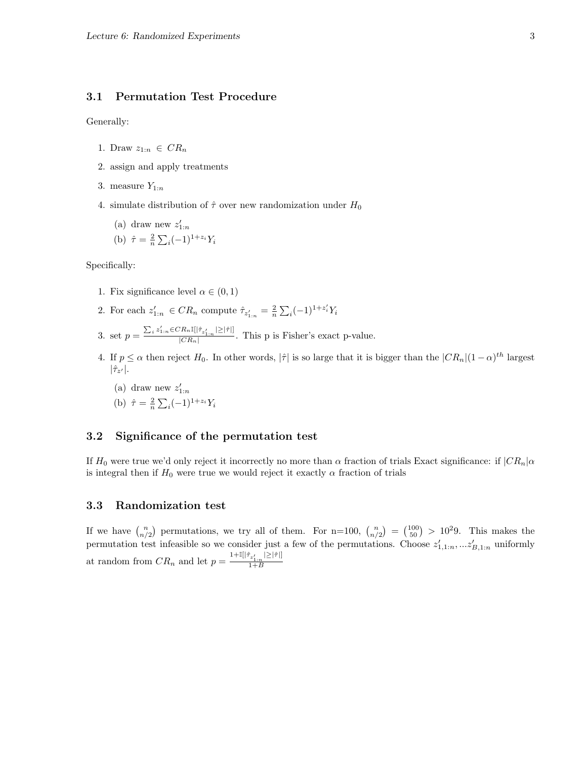### 3.1 Permutation Test Procedure

Generally:

1. Draw $z_{1:n} \in CR_n$
2. assign and apply treatments
3. measure $Y_{1:n}$
4. simulate distribution of $\hat{\tau}$ over new randomization under $H_0$
   (a) draw new $z'_{1:n}$
   (b) $\hat{\tau} = \frac{2}{n}\sum_i (-1)^{1+z_i} Y_i$

Specifically:

1. Fix significance level $\alpha \in (0, 1)$
2. For each $z'_{1:n} \in CR_n$ compute $\hat{\tau}_{z'_{1:n}} = \frac{2}{n}\sum_i (-1)^{1+z'_i} Y_i$
3. set $p = \frac{\sum_i z'_{1:n} \in CR_n \mathbb{I}[|\hat{\tau}_{z'_{1:n}}| \geq |\hat{\tau}|]}{|CR_n|}$. This p is Fisher's exact p-value.
4. If $p \leq \alpha$ then reject $H_0$. In other words, $|\hat{\tau}|$ is so large that it is bigger than the $|CR_n|(1-\alpha)^{th}$ largest $|\hat{\tau}_{z'}|$.
   (a) draw new $z'_{1:n}$
   (b) $\hat{\tau} = \frac{2}{n}\sum_i (-1)^{1+z_i} Y_i$

### 3.2 Significance of the permutation test

If $H_0$ were true we'd only reject it incorrectly no more than $\alpha$ fraction of trials Exact significance: if $|CR_n|\alpha$ is integral then if $H_0$ were true we would reject it exactly $\alpha$ fraction of trials

### 3.3 Randomization test

If we have $\binom{n}{n/2}$ permutations, we try all of them. For n=100, $\binom{n}{n/2} = \binom{100}{50} > 10^29$. This makes the permutation test infeasible so we consider just a few of the permutations. Choose $z'_{1,1:n}, ... z'_{B,1:n}$ uniformly at random from $CR_n$ and let $p = \frac{1+\mathbb{I}[|\hat{\tau}_{z'_{1:n}}| \geq |\hat{\tau}|]}{1+B}$